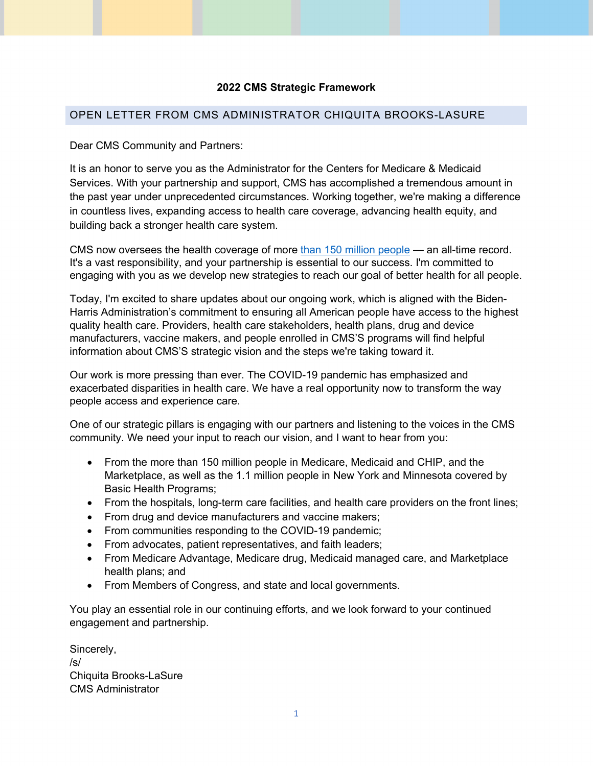# 2022 CMS Strategic Framework

## OPEN LETTER FROM CMS ADMINISTRATOR CHIQUITA BROOKS-LASURE

Dear CMS Community and Partners:

It is an honor to serve you as the Administrator for the Centers for Medicare & Medicaid Services. With your partnership and support, CMS has accomplished a tremendous amount in the past year under unprecedented circumstances. Working together, we're making a difference in countless lives, expanding access to health care coverage, advancing health equity, and building back a stronger health care system.

CMS now oversees the health coverage of more than 150 million people — an all-time record. It's a vast responsibility, and your partnership is essential to our success. I'm committed to engaging with you as we develop new strategies to reach our goal of better health for all people.

Today, I'm excited to share updates about our ongoing work, which is aligned with the Biden-Harris Administration's commitment to ensuring all American people have access to the highest quality health care. Providers, health care stakeholders, health plans, drug and device manufacturers, vaccine makers, and people enrolled in CMS'S programs will find helpful information about CMS'S strategic vision and the steps we're taking toward it.

Our work is more pressing than ever. The COVID-19 pandemic has emphasized and exacerbated disparities in health care. We have a real opportunity now to transform the way people access and experience care.

One of our strategic pillars is engaging with our partners and listening to the voices in the CMS community. We need your input to reach our vision, and I want to hear from you:

- From the more than 150 million people in Medicare, Medicaid and CHIP, and the Marketplace, as well as the 1.1 million people in New York and Minnesota covered by Basic Health Programs;
- From the hospitals, long-term care facilities, and health care providers on the front lines;
- From drug and device manufacturers and vaccine makers;
- From communities responding to the COVID-19 pandemic;
- From advocates, patient representatives, and faith leaders;
- From Medicare Advantage, Medicare drug, Medicaid managed care, and Marketplace health plans; and
- From Members of Congress, and state and local governments.

You play an essential role in our continuing efforts, and we look forward to your continued engagement and partnership.

Sincerely,
/s/
Chiquita Brooks-LaSure
CMS Administrator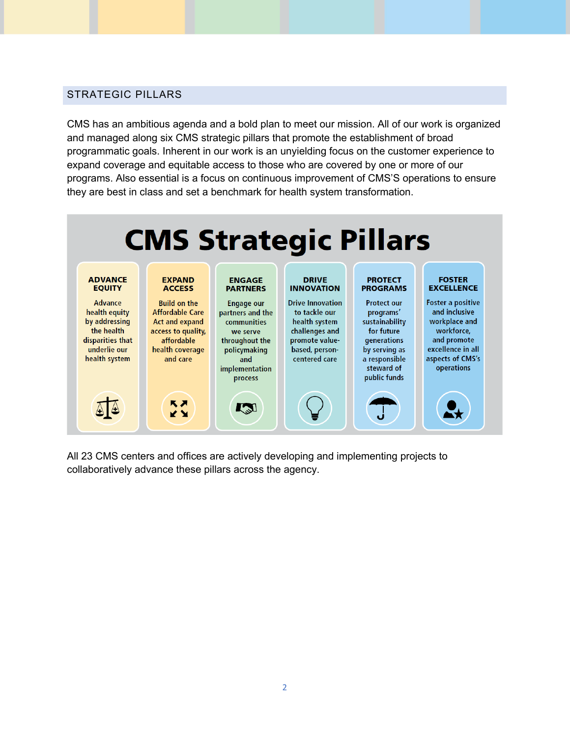## STRATEGIC PILLARS

CMS has an ambitious agenda and a bold plan to meet our mission. All of our work is organized and managed along six CMS strategic pillars that promote the establishment of broad programmatic goals. Inherent in our work is an unyielding focus on the customer experience to expand coverage and equitable access to those who are covered by one or more of our programs. Also essential is a focus on continuous improvement of CMS'S operations to ensure they are best in class and set a benchmark for health system transformation.

# CMS Strategic Pillars

| ADVANCE EQUITY | EXPAND ACCESS | ENGAGE PARTNERS | DRIVE INNOVATION | PROTECT PROGRAMS | FOSTER EXCELLENCE |
|---|---|---|---|---|---|
| Advance health equity by addressing the health disparities that underlie our health system | Build on the Affordable Care Act and expand access to quality, affordable health coverage and care | Engage our partners and the communities we serve throughout the policymaking and implementation process | Drive Innovation to tackle our health system challenges and promote value-based, person-centered care | Protect our programs' sustainability for future generations by serving as a responsible steward of public funds | Foster a positive and inclusive workplace and workforce, and promote excellence in all aspects of CMS's operations |

All 23 CMS centers and offices are actively developing and implementing projects to collaboratively advance these pillars across the agency.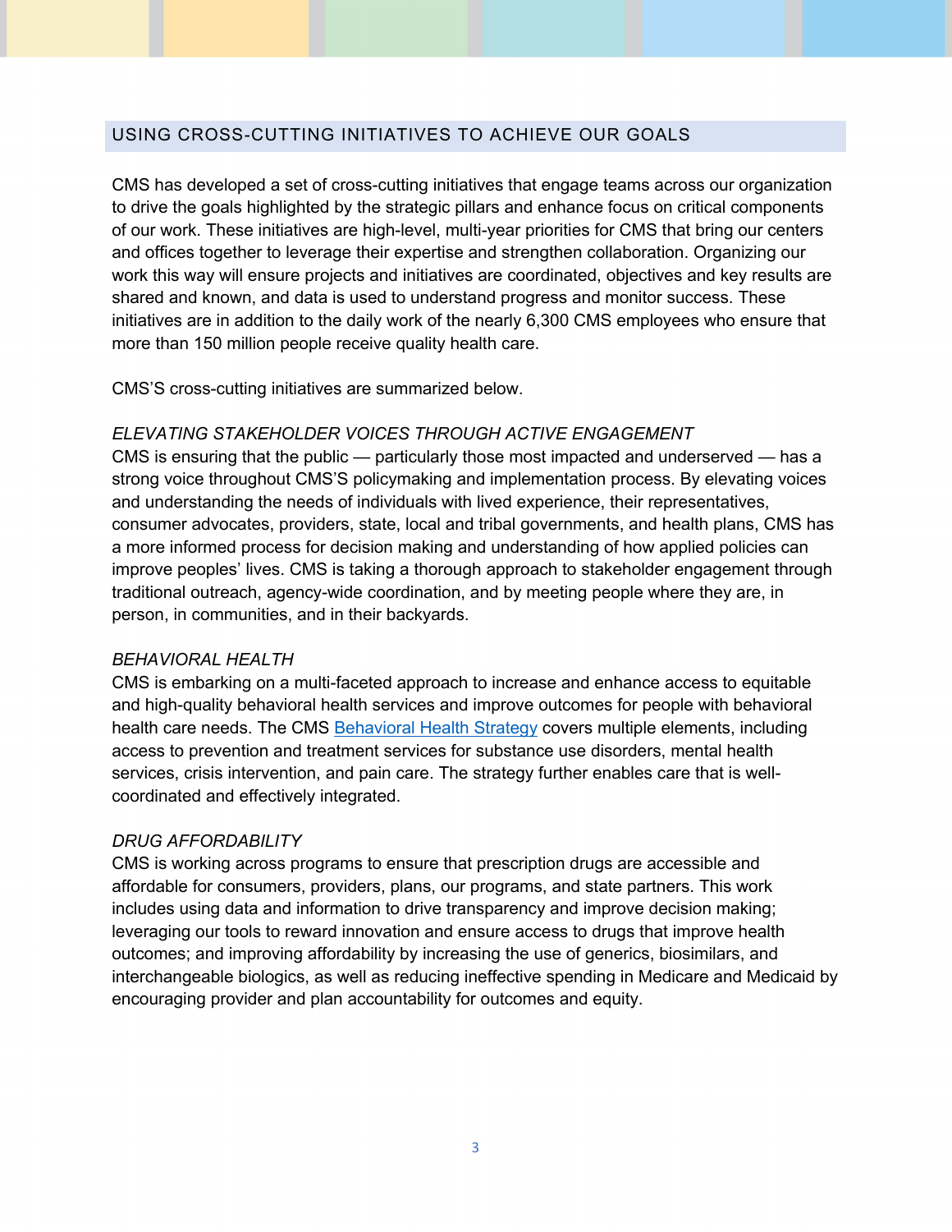## USING CROSS-CUTTING INITIATIVES TO ACHIEVE OUR GOALS

CMS has developed a set of cross-cutting initiatives that engage teams across our organization to drive the goals highlighted by the strategic pillars and enhance focus on critical components of our work. These initiatives are high-level, multi-year priorities for CMS that bring our centers and offices together to leverage their expertise and strengthen collaboration. Organizing our work this way will ensure projects and initiatives are coordinated, objectives and key results are shared and known, and data is used to understand progress and monitor success. These initiatives are in addition to the daily work of the nearly 6,300 CMS employees who ensure that more than 150 million people receive quality health care.

CMS'S cross-cutting initiatives are summarized below.

### *ELEVATING STAKEHOLDER VOICES THROUGH ACTIVE ENGAGEMENT*

CMS is ensuring that the public — particularly those most impacted and underserved — has a strong voice throughout CMS'S policymaking and implementation process. By elevating voices and understanding the needs of individuals with lived experience, their representatives, consumer advocates, providers, state, local and tribal governments, and health plans, CMS has a more informed process for decision making and understanding of how applied policies can improve peoples' lives. CMS is taking a thorough approach to stakeholder engagement through traditional outreach, agency-wide coordination, and by meeting people where they are, in person, in communities, and in their backyards.

### *BEHAVIORAL HEALTH*

CMS is embarking on a multi-faceted approach to increase and enhance access to equitable and high-quality behavioral health services and improve outcomes for people with behavioral health care needs. The CMS Behavioral Health Strategy covers multiple elements, including access to prevention and treatment services for substance use disorders, mental health services, crisis intervention, and pain care. The strategy further enables care that is well-coordinated and effectively integrated.

### *DRUG AFFORDABILITY*

CMS is working across programs to ensure that prescription drugs are accessible and affordable for consumers, providers, plans, our programs, and state partners. This work includes using data and information to drive transparency and improve decision making; leveraging our tools to reward innovation and ensure access to drugs that improve health outcomes; and improving affordability by increasing the use of generics, biosimilars, and interchangeable biologics, as well as reducing ineffective spending in Medicare and Medicaid by encouraging provider and plan accountability for outcomes and equity.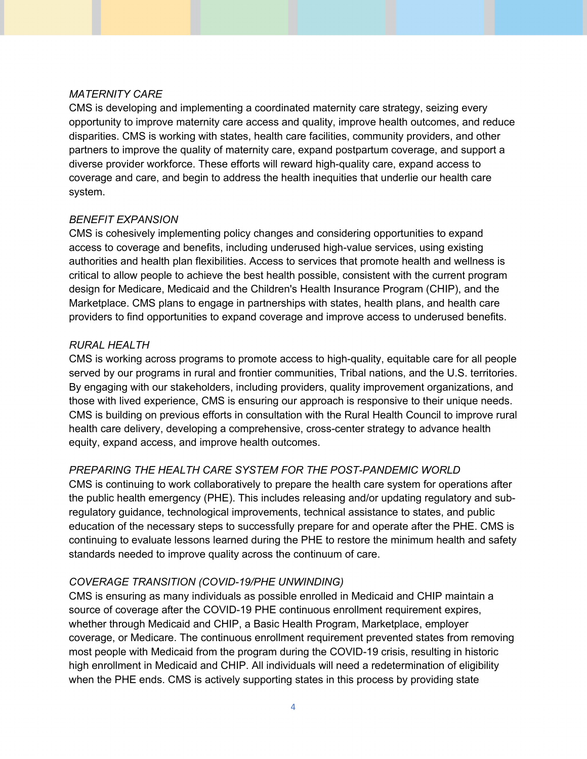*MATERNITY CARE*

CMS is developing and implementing a coordinated maternity care strategy, seizing every opportunity to improve maternity care access and quality, improve health outcomes, and reduce disparities. CMS is working with states, health care facilities, community providers, and other partners to improve the quality of maternity care, expand postpartum coverage, and support a diverse provider workforce. These efforts will reward high-quality care, expand access to coverage and care, and begin to address the health inequities that underlie our health care system.

*BENEFIT EXPANSION*

CMS is cohesively implementing policy changes and considering opportunities to expand access to coverage and benefits, including underused high-value services, using existing authorities and health plan flexibilities. Access to services that promote health and wellness is critical to allow people to achieve the best health possible, consistent with the current program design for Medicare, Medicaid and the Children's Health Insurance Program (CHIP), and the Marketplace. CMS plans to engage in partnerships with states, health plans, and health care providers to find opportunities to expand coverage and improve access to underused benefits.

*RURAL HEALTH*

CMS is working across programs to promote access to high-quality, equitable care for all people served by our programs in rural and frontier communities, Tribal nations, and the U.S. territories. By engaging with our stakeholders, including providers, quality improvement organizations, and those with lived experience, CMS is ensuring our approach is responsive to their unique needs. CMS is building on previous efforts in consultation with the Rural Health Council to improve rural health care delivery, developing a comprehensive, cross-center strategy to advance health equity, expand access, and improve health outcomes.

*PREPARING THE HEALTH CARE SYSTEM FOR THE POST-PANDEMIC WORLD*

CMS is continuing to work collaboratively to prepare the health care system for operations after the public health emergency (PHE). This includes releasing and/or updating regulatory and sub-regulatory guidance, technological improvements, technical assistance to states, and public education of the necessary steps to successfully prepare for and operate after the PHE. CMS is continuing to evaluate lessons learned during the PHE to restore the minimum health and safety standards needed to improve quality across the continuum of care.

*COVERAGE TRANSITION (COVID-19/PHE UNWINDING)*

CMS is ensuring as many individuals as possible enrolled in Medicaid and CHIP maintain a source of coverage after the COVID-19 PHE continuous enrollment requirement expires, whether through Medicaid and CHIP, a Basic Health Program, Marketplace, employer coverage, or Medicare. The continuous enrollment requirement prevented states from removing most people with Medicaid from the program during the COVID-19 crisis, resulting in historic high enrollment in Medicaid and CHIP. All individuals will need a redetermination of eligibility when the PHE ends. CMS is actively supporting states in this process by providing state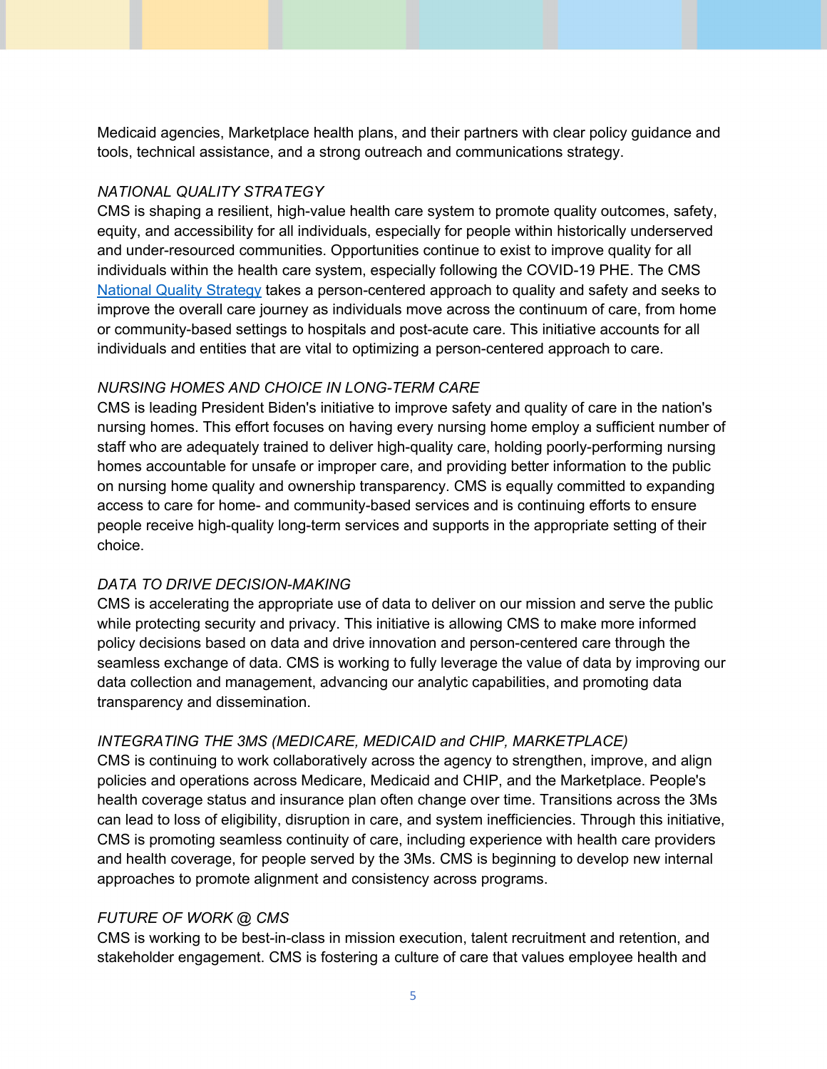Medicaid agencies, Marketplace health plans, and their partners with clear policy guidance and tools, technical assistance, and a strong outreach and communications strategy.

### *NATIONAL QUALITY STRATEGY*

CMS is shaping a resilient, high-value health care system to promote quality outcomes, safety, equity, and accessibility for all individuals, especially for people within historically underserved and under-resourced communities. Opportunities continue to exist to improve quality for all individuals within the health care system, especially following the COVID-19 PHE. The CMS National Quality Strategy takes a person-centered approach to quality and safety and seeks to improve the overall care journey as individuals move across the continuum of care, from home or community-based settings to hospitals and post-acute care. This initiative accounts for all individuals and entities that are vital to optimizing a person-centered approach to care.

### *NURSING HOMES AND CHOICE IN LONG-TERM CARE*

CMS is leading President Biden's initiative to improve safety and quality of care in the nation's nursing homes. This effort focuses on having every nursing home employ a sufficient number of staff who are adequately trained to deliver high-quality care, holding poorly-performing nursing homes accountable for unsafe or improper care, and providing better information to the public on nursing home quality and ownership transparency. CMS is equally committed to expanding access to care for home- and community-based services and is continuing efforts to ensure people receive high-quality long-term services and supports in the appropriate setting of their choice.

### *DATA TO DRIVE DECISION-MAKING*

CMS is accelerating the appropriate use of data to deliver on our mission and serve the public while protecting security and privacy. This initiative is allowing CMS to make more informed policy decisions based on data and drive innovation and person-centered care through the seamless exchange of data. CMS is working to fully leverage the value of data by improving our data collection and management, advancing our analytic capabilities, and promoting data transparency and dissemination.

### *INTEGRATING THE 3MS (MEDICARE, MEDICAID and CHIP, MARKETPLACE)*

CMS is continuing to work collaboratively across the agency to strengthen, improve, and align policies and operations across Medicare, Medicaid and CHIP, and the Marketplace. People's health coverage status and insurance plan often change over time. Transitions across the 3Ms can lead to loss of eligibility, disruption in care, and system inefficiencies. Through this initiative, CMS is promoting seamless continuity of care, including experience with health care providers and health coverage, for people served by the 3Ms. CMS is beginning to develop new internal approaches to promote alignment and consistency across programs.

### *FUTURE OF WORK @ CMS*

CMS is working to be best-in-class in mission execution, talent recruitment and retention, and stakeholder engagement. CMS is fostering a culture of care that values employee health and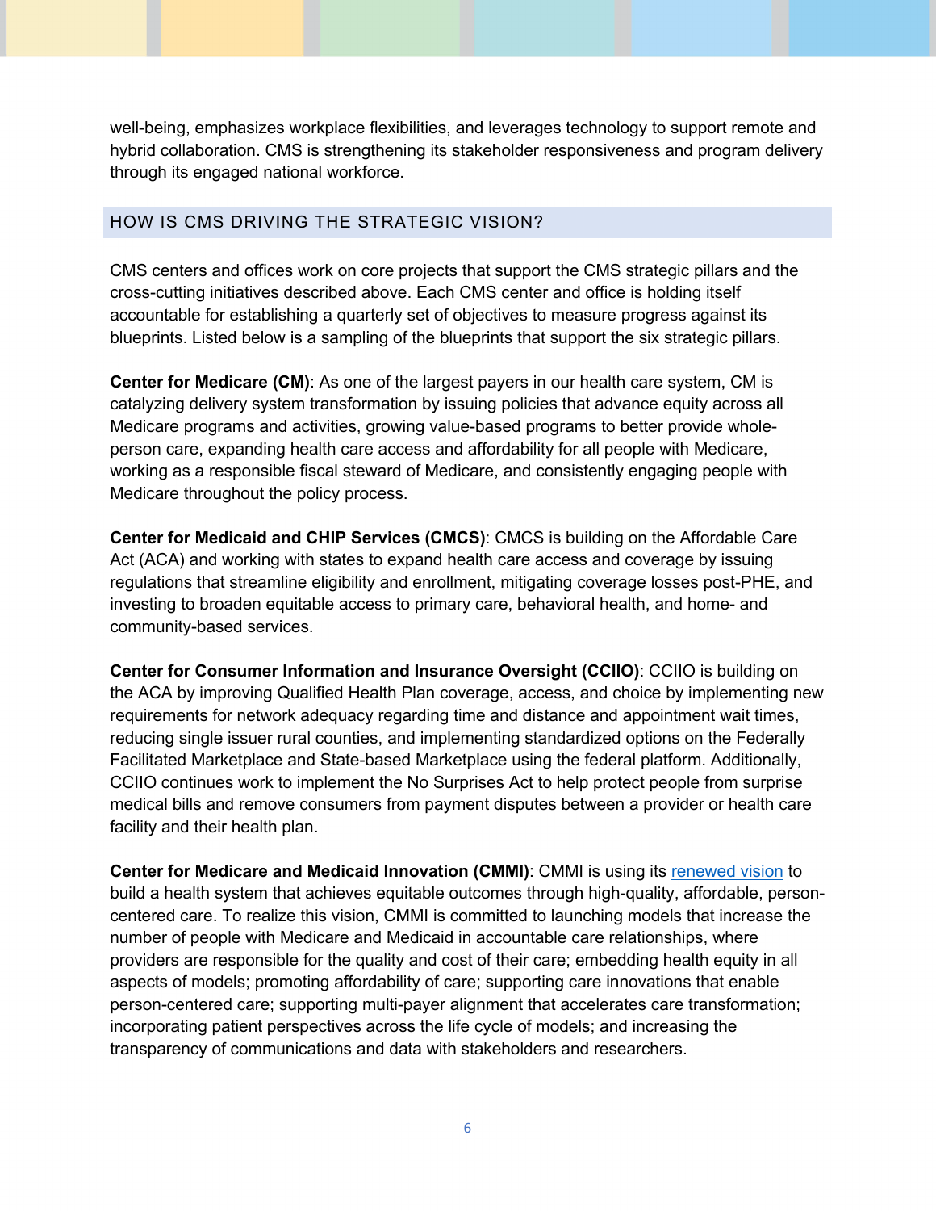well-being, emphasizes workplace flexibilities, and leverages technology to support remote and hybrid collaboration. CMS is strengthening its stakeholder responsiveness and program delivery through its engaged national workforce.

## HOW IS CMS DRIVING THE STRATEGIC VISION?

CMS centers and offices work on core projects that support the CMS strategic pillars and the cross-cutting initiatives described above. Each CMS center and office is holding itself accountable for establishing a quarterly set of objectives to measure progress against its blueprints. Listed below is a sampling of the blueprints that support the six strategic pillars.

**Center for Medicare (CM)**: As one of the largest payers in our health care system, CM is catalyzing delivery system transformation by issuing policies that advance equity across all Medicare programs and activities, growing value-based programs to better provide whole-person care, expanding health care access and affordability for all people with Medicare, working as a responsible fiscal steward of Medicare, and consistently engaging people with Medicare throughout the policy process.

**Center for Medicaid and CHIP Services (CMCS)**: CMCS is building on the Affordable Care Act (ACA) and working with states to expand health care access and coverage by issuing regulations that streamline eligibility and enrollment, mitigating coverage losses post-PHE, and investing to broaden equitable access to primary care, behavioral health, and home- and community-based services.

**Center for Consumer Information and Insurance Oversight (CCIIO)**: CCIIO is building on the ACA by improving Qualified Health Plan coverage, access, and choice by implementing new requirements for network adequacy regarding time and distance and appointment wait times, reducing single issuer rural counties, and implementing standardized options on the Federally Facilitated Marketplace and State-based Marketplace using the federal platform. Additionally, CCIIO continues work to implement the No Surprises Act to help protect people from surprise medical bills and remove consumers from payment disputes between a provider or health care facility and their health plan.

**Center for Medicare and Medicaid Innovation (CMMI)**: CMMI is using its renewed vision to build a health system that achieves equitable outcomes through high-quality, affordable, person-centered care. To realize this vision, CMMI is committed to launching models that increase the number of people with Medicare and Medicaid in accountable care relationships, where providers are responsible for the quality and cost of their care; embedding health equity in all aspects of models; promoting affordability of care; supporting care innovations that enable person-centered care; supporting multi-payer alignment that accelerates care transformation; incorporating patient perspectives across the life cycle of models; and increasing the transparency of communications and data with stakeholders and researchers.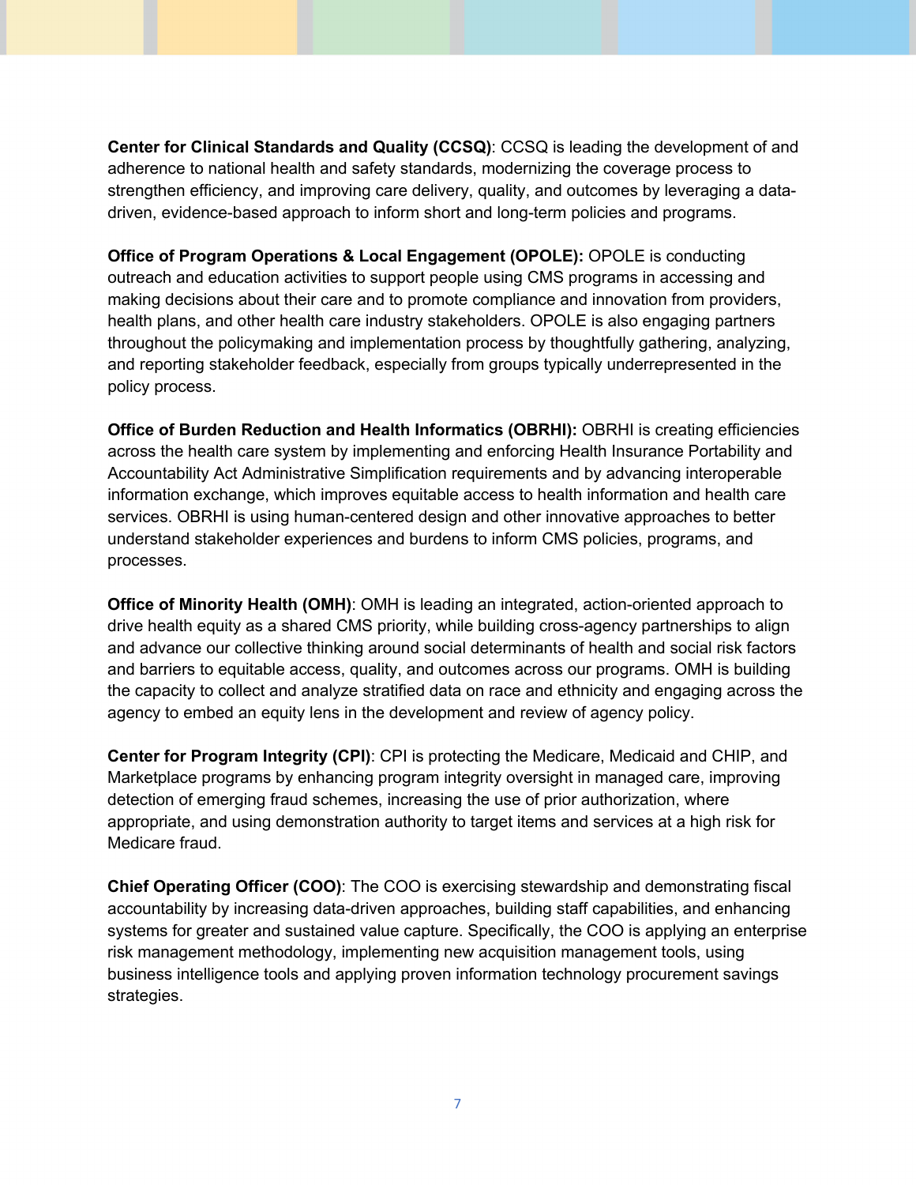**Center for Clinical Standards and Quality (CCSQ)**: CCSQ is leading the development of and adherence to national health and safety standards, modernizing the coverage process to strengthen efficiency, and improving care delivery, quality, and outcomes by leveraging a data-driven, evidence-based approach to inform short and long-term policies and programs.

**Office of Program Operations & Local Engagement (OPOLE):** OPOLE is conducting outreach and education activities to support people using CMS programs in accessing and making decisions about their care and to promote compliance and innovation from providers, health plans, and other health care industry stakeholders. OPOLE is also engaging partners throughout the policymaking and implementation process by thoughtfully gathering, analyzing, and reporting stakeholder feedback, especially from groups typically underrepresented in the policy process.

**Office of Burden Reduction and Health Informatics (OBRHI):** OBRHI is creating efficiencies across the health care system by implementing and enforcing Health Insurance Portability and Accountability Act Administrative Simplification requirements and by advancing interoperable information exchange, which improves equitable access to health information and health care services. OBRHI is using human-centered design and other innovative approaches to better understand stakeholder experiences and burdens to inform CMS policies, programs, and processes.

**Office of Minority Health (OMH)**: OMH is leading an integrated, action-oriented approach to drive health equity as a shared CMS priority, while building cross-agency partnerships to align and advance our collective thinking around social determinants of health and social risk factors and barriers to equitable access, quality, and outcomes across our programs. OMH is building the capacity to collect and analyze stratified data on race and ethnicity and engaging across the agency to embed an equity lens in the development and review of agency policy.

**Center for Program Integrity (CPI)**: CPI is protecting the Medicare, Medicaid and CHIP, and Marketplace programs by enhancing program integrity oversight in managed care, improving detection of emerging fraud schemes, increasing the use of prior authorization, where appropriate, and using demonstration authority to target items and services at a high risk for Medicare fraud.

**Chief Operating Officer (COO)**: The COO is exercising stewardship and demonstrating fiscal accountability by increasing data-driven approaches, building staff capabilities, and enhancing systems for greater and sustained value capture. Specifically, the COO is applying an enterprise risk management methodology, implementing new acquisition management tools, using business intelligence tools and applying proven information technology procurement savings strategies.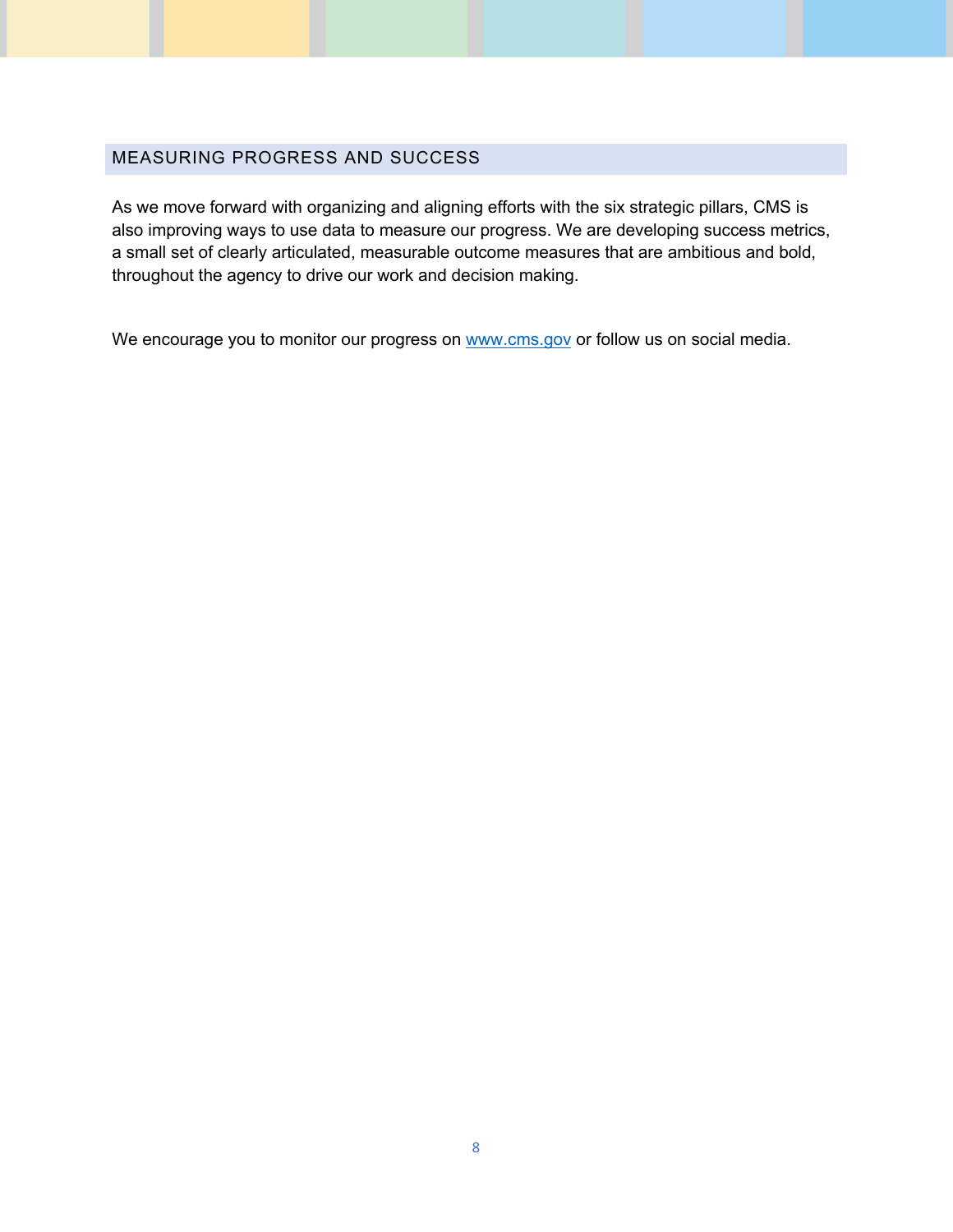## MEASURING PROGRESS AND SUCCESS

As we move forward with organizing and aligning efforts with the six strategic pillars, CMS is also improving ways to use data to measure our progress. We are developing success metrics, a small set of clearly articulated, measurable outcome measures that are ambitious and bold, throughout the agency to drive our work and decision making.

We encourage you to monitor our progress on [www.cms.gov](http://www.cms.gov) or follow us on social media.